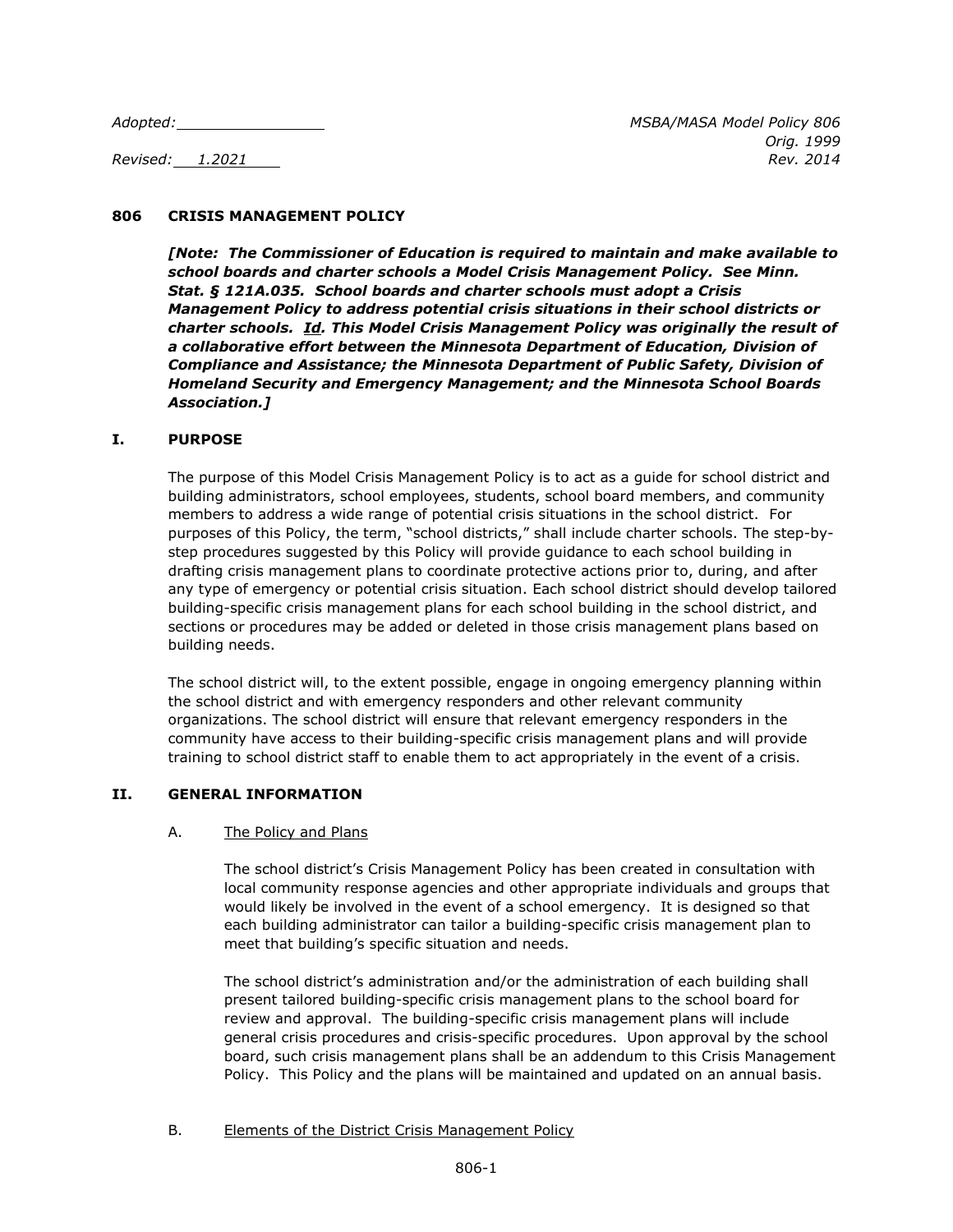*Adopted:* ________________ *MSBA/MASA Model Policy 806*
*Orig. 1999*
*Revised: 1.2021* *Rev. 2014*

# 806 CRISIS MANAGEMENT POLICY

***[Note: The Commissioner of Education is required to maintain and make available to school boards and charter schools a Model Crisis Management Policy. See Minn. Stat. § 121A.035. School boards and charter schools must adopt a Crisis Management Policy to address potential crisis situations in their school districts or charter schools. Id. This Model Crisis Management Policy was originally the result of a collaborative effort between the Minnesota Department of Education, Division of Compliance and Assistance; the Minnesota Department of Public Safety, Division of Homeland Security and Emergency Management; and the Minnesota School Boards Association.]***

## I. PURPOSE

The purpose of this Model Crisis Management Policy is to act as a guide for school district and building administrators, school employees, students, school board members, and community members to address a wide range of potential crisis situations in the school district. For purposes of this Policy, the term, "school districts," shall include charter schools. The step-by-step procedures suggested by this Policy will provide guidance to each school building in drafting crisis management plans to coordinate protective actions prior to, during, and after any type of emergency or potential crisis situation. Each school district should develop tailored building-specific crisis management plans for each school building in the school district, and sections or procedures may be added or deleted in those crisis management plans based on building needs.

The school district will, to the extent possible, engage in ongoing emergency planning within the school district and with emergency responders and other relevant community organizations. The school district will ensure that relevant emergency responders in the community have access to their building-specific crisis management plans and will provide training to school district staff to enable them to act appropriately in the event of a crisis.

## II. GENERAL INFORMATION

### A. The Policy and Plans

The school district's Crisis Management Policy has been created in consultation with local community response agencies and other appropriate individuals and groups that would likely be involved in the event of a school emergency. It is designed so that each building administrator can tailor a building-specific crisis management plan to meet that building's specific situation and needs.

The school district's administration and/or the administration of each building shall present tailored building-specific crisis management plans to the school board for review and approval. The building-specific crisis management plans will include general crisis procedures and crisis-specific procedures. Upon approval by the school board, such crisis management plans shall be an addendum to this Crisis Management Policy. This Policy and the plans will be maintained and updated on an annual basis.

### B. Elements of the District Crisis Management Policy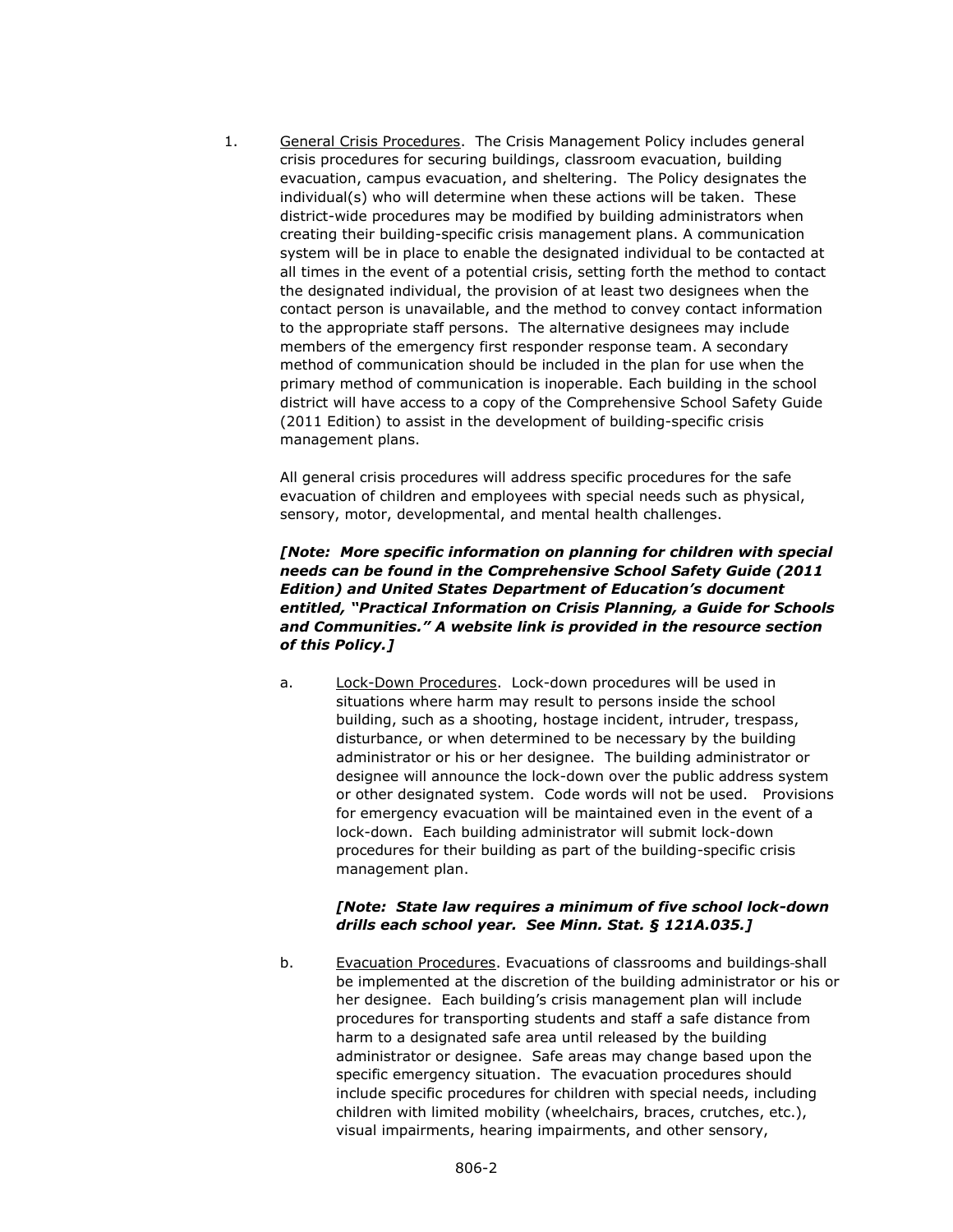1. <u>General Crisis Procedures</u>. The Crisis Management Policy includes general crisis procedures for securing buildings, classroom evacuation, building evacuation, campus evacuation, and sheltering. The Policy designates the individual(s) who will determine when these actions will be taken. These district-wide procedures may be modified by building administrators when creating their building-specific crisis management plans. A communication system will be in place to enable the designated individual to be contacted at all times in the event of a potential crisis, setting forth the method to contact the designated individual, the provision of at least two designees when the contact person is unavailable, and the method to convey contact information to the appropriate staff persons. The alternative designees may include members of the emergency first responder response team. A secondary method of communication should be included in the plan for use when the primary method of communication is inoperable. Each building in the school district will have access to a copy of the Comprehensive School Safety Guide (2011 Edition) to assist in the development of building-specific crisis management plans.

   All general crisis procedures will address specific procedures for the safe evacuation of children and employees with special needs such as physical, sensory, motor, developmental, and mental health challenges.

   ***[Note: More specific information on planning for children with special needs can be found in the Comprehensive School Safety Guide (2011 Edition) and United States Department of Education's document entitled, "Practical Information on Crisis Planning, a Guide for Schools and Communities." A website link is provided in the resource section of this Policy.]***

   a. <u>Lock-Down Procedures</u>. Lock-down procedures will be used in situations where harm may result to persons inside the school building, such as a shooting, hostage incident, intruder, trespass, disturbance, or when determined to be necessary by the building administrator or his or her designee. The building administrator or designee will announce the lock-down over the public address system or other designated system. Code words will not be used. Provisions for emergency evacuation will be maintained even in the event of a lock-down. Each building administrator will submit lock-down procedures for their building as part of the building-specific crisis management plan.

      ***[Note: State law requires a minimum of five school lock-down drills each school year. See Minn. Stat. § 121A.035.]***

   b. <u>Evacuation Procedures</u>. Evacuations of classrooms and buildings shall be implemented at the discretion of the building administrator or his or her designee. Each building's crisis management plan will include procedures for transporting students and staff a safe distance from harm to a designated safe area until released by the building administrator or designee. Safe areas may change based upon the specific emergency situation. The evacuation procedures should include specific procedures for children with special needs, including children with limited mobility (wheelchairs, braces, crutches, etc.), visual impairments, hearing impairments, and other sensory,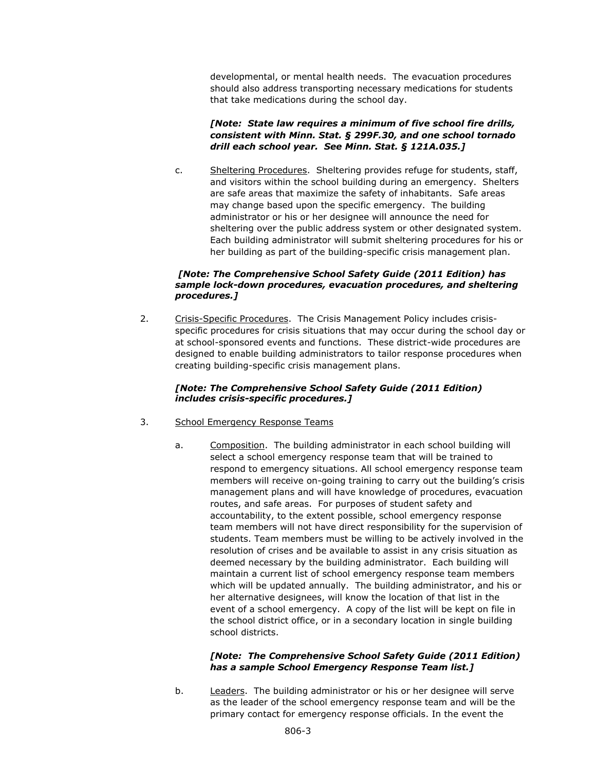developmental, or mental health needs. The evacuation procedures should also address transporting necessary medications for students that take medications during the school day.

***[Note: State law requires a minimum of five school fire drills, consistent with Minn. Stat. § 299F.30, and one school tornado drill each school year. See Minn. Stat. § 121A.035.]***

c. Sheltering Procedures. Sheltering provides refuge for students, staff, and visitors within the school building during an emergency. Shelters are safe areas that maximize the safety of inhabitants. Safe areas may change based upon the specific emergency. The building administrator or his or her designee will announce the need for sheltering over the public address system or other designated system. Each building administrator will submit sheltering procedures for his or her building as part of the building-specific crisis management plan.

***[Note: The Comprehensive School Safety Guide (2011 Edition) has sample lock-down procedures, evacuation procedures, and sheltering procedures.]***

2. Crisis-Specific Procedures. The Crisis Management Policy includes crisis-specific procedures for crisis situations that may occur during the school day or at school-sponsored events and functions. These district-wide procedures are designed to enable building administrators to tailor response procedures when creating building-specific crisis management plans.

***[Note: The Comprehensive School Safety Guide (2011 Edition) includes crisis-specific procedures.]***

3. School Emergency Response Teams

a. Composition. The building administrator in each school building will select a school emergency response team that will be trained to respond to emergency situations. All school emergency response team members will receive on-going training to carry out the building's crisis management plans and will have knowledge of procedures, evacuation routes, and safe areas. For purposes of student safety and accountability, to the extent possible, school emergency response team members will not have direct responsibility for the supervision of students. Team members must be willing to be actively involved in the resolution of crises and be available to assist in any crisis situation as deemed necessary by the building administrator. Each building will maintain a current list of school emergency response team members which will be updated annually. The building administrator, and his or her alternative designees, will know the location of that list in the event of a school emergency. A copy of the list will be kept on file in the school district office, or in a secondary location in single building school districts.

***[Note: The Comprehensive School Safety Guide (2011 Edition) has a sample School Emergency Response Team list.]***

b. Leaders. The building administrator or his or her designee will serve as the leader of the school emergency response team and will be the primary contact for emergency response officials. In the event the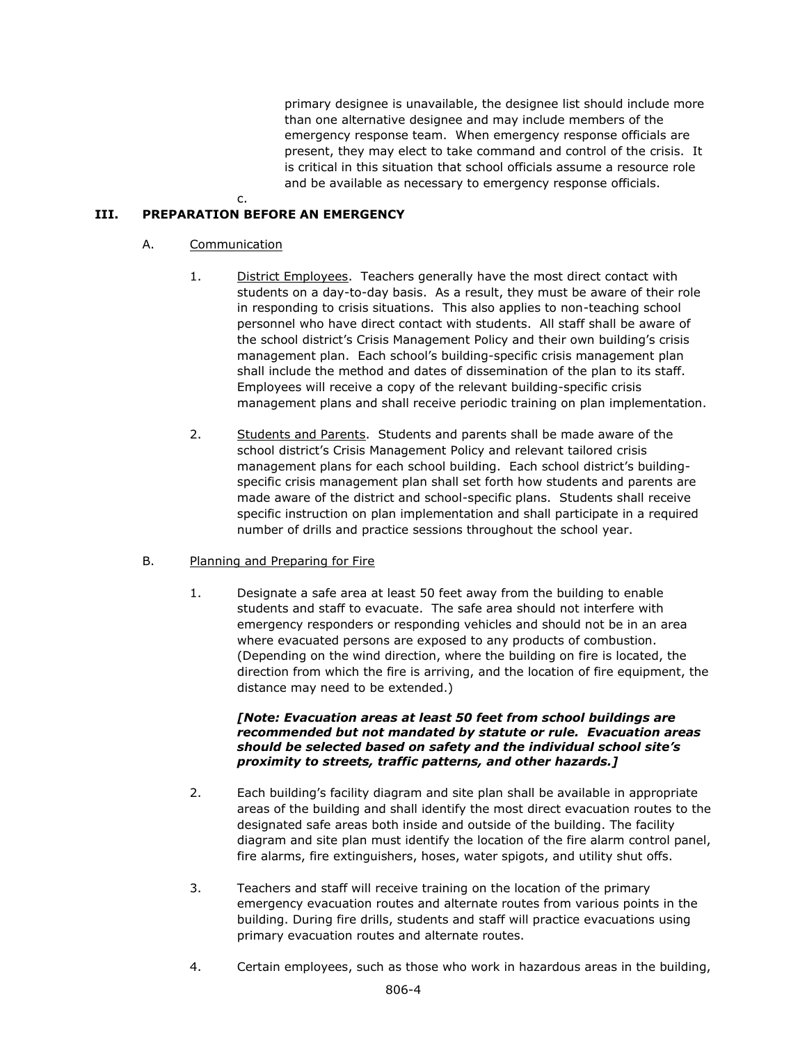primary designee is unavailable, the designee list should include more than one alternative designee and may include members of the emergency response team. When emergency response officials are present, they may elect to take command and control of the crisis. It is critical in this situation that school officials assume a resource role and be available as necessary to emergency response officials.

c.

## III. PREPARATION BEFORE AN EMERGENCY

### A. Communication

1. District Employees. Teachers generally have the most direct contact with students on a day-to-day basis. As a result, they must be aware of their role in responding to crisis situations. This also applies to non-teaching school personnel who have direct contact with students. All staff shall be aware of the school district's Crisis Management Policy and their own building's crisis management plan. Each school's building-specific crisis management plan shall include the method and dates of dissemination of the plan to its staff. Employees will receive a copy of the relevant building-specific crisis management plans and shall receive periodic training on plan implementation.

2. Students and Parents. Students and parents shall be made aware of the school district's Crisis Management Policy and relevant tailored crisis management plans for each school building. Each school district's building-specific crisis management plan shall set forth how students and parents are made aware of the district and school-specific plans. Students shall receive specific instruction on plan implementation and shall participate in a required number of drills and practice sessions throughout the school year.

### B. Planning and Preparing for Fire

1. Designate a safe area at least 50 feet away from the building to enable students and staff to evacuate. The safe area should not interfere with emergency responders or responding vehicles and should not be in an area where evacuated persons are exposed to any products of combustion. (Depending on the wind direction, where the building on fire is located, the direction from which the fire is arriving, and the location of fire equipment, the distance may need to be extended.)

   ***[Note: Evacuation areas at least 50 feet from school buildings are recommended but not mandated by statute or rule. Evacuation areas should be selected based on safety and the individual school site's proximity to streets, traffic patterns, and other hazards.]***

2. Each building's facility diagram and site plan shall be available in appropriate areas of the building and shall identify the most direct evacuation routes to the designated safe areas both inside and outside of the building. The facility diagram and site plan must identify the location of the fire alarm control panel, fire alarms, fire extinguishers, hoses, water spigots, and utility shut offs.

3. Teachers and staff will receive training on the location of the primary emergency evacuation routes and alternate routes from various points in the building. During fire drills, students and staff will practice evacuations using primary evacuation routes and alternate routes.

4. Certain employees, such as those who work in hazardous areas in the building,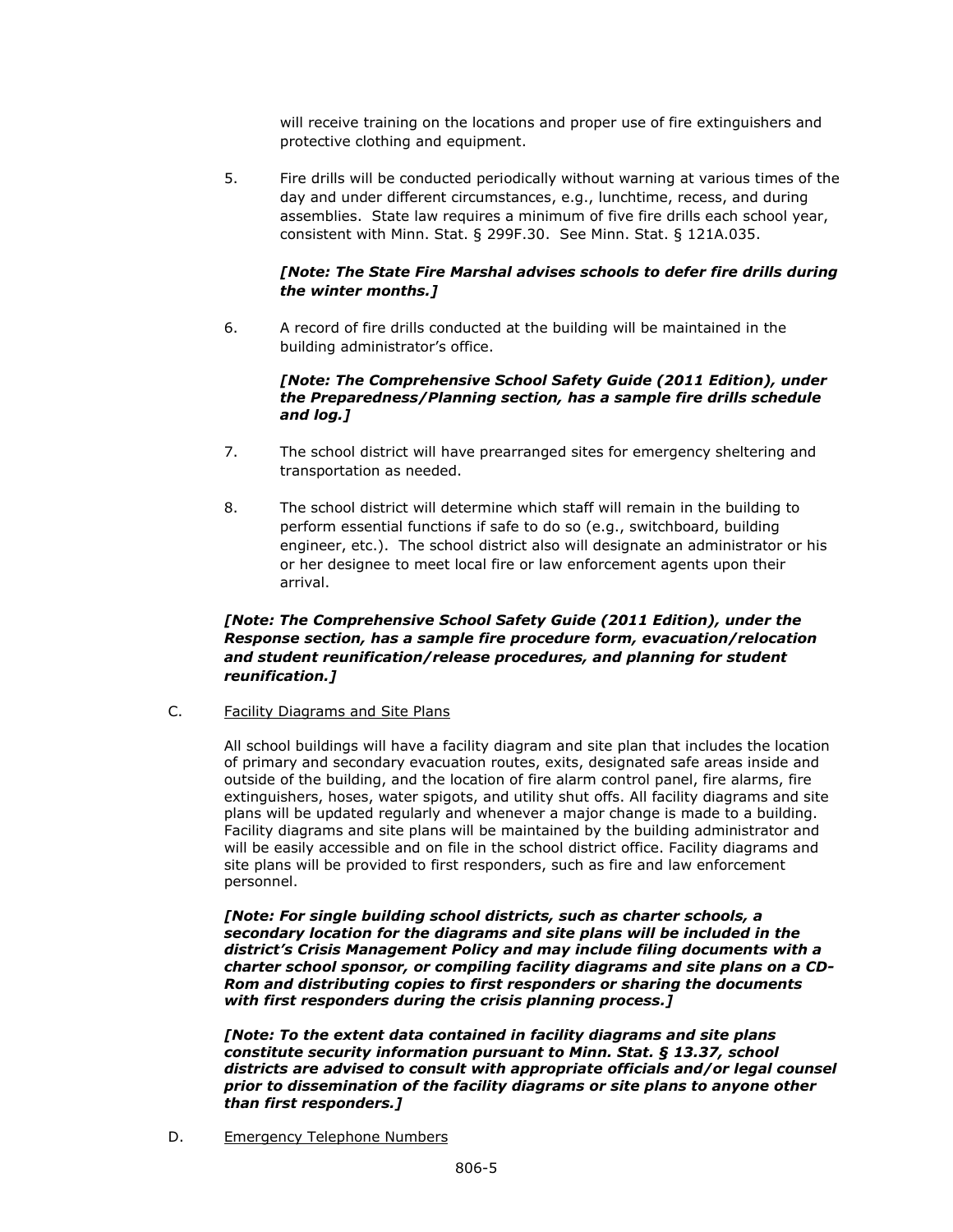will receive training on the locations and proper use of fire extinguishers and protective clothing and equipment.

5. Fire drills will be conducted periodically without warning at various times of the day and under different circumstances, e.g., lunchtime, recess, and during assemblies. State law requires a minimum of five fire drills each school year, consistent with Minn. Stat. § 299F.30. See Minn. Stat. § 121A.035.

   ***[Note: The State Fire Marshal advises schools to defer fire drills during the winter months.]***

6. A record of fire drills conducted at the building will be maintained in the building administrator's office.

   ***[Note: The Comprehensive School Safety Guide (2011 Edition), under the Preparedness/Planning section, has a sample fire drills schedule and log.]***

7. The school district will have prearranged sites for emergency sheltering and transportation as needed.

8. The school district will determine which staff will remain in the building to perform essential functions if safe to do so (e.g., switchboard, building engineer, etc.). The school district also will designate an administrator or his or her designee to meet local fire or law enforcement agents upon their arrival.

***[Note: The Comprehensive School Safety Guide (2011 Edition), under the Response section, has a sample fire procedure form, evacuation/relocation and student reunification/release procedures, and planning for student reunification.]***

C. <u>Facility Diagrams and Site Plans</u>

All school buildings will have a facility diagram and site plan that includes the location of primary and secondary evacuation routes, exits, designated safe areas inside and outside of the building, and the location of fire alarm control panel, fire alarms, fire extinguishers, hoses, water spigots, and utility shut offs. All facility diagrams and site plans will be updated regularly and whenever a major change is made to a building. Facility diagrams and site plans will be maintained by the building administrator and will be easily accessible and on file in the school district office. Facility diagrams and site plans will be provided to first responders, such as fire and law enforcement personnel.

***[Note: For single building school districts, such as charter schools, a secondary location for the diagrams and site plans will be included in the district's Crisis Management Policy and may include filing documents with a charter school sponsor, or compiling facility diagrams and site plans on a CD-Rom and distributing copies to first responders or sharing the documents with first responders during the crisis planning process.]***

***[Note: To the extent data contained in facility diagrams and site plans constitute security information pursuant to Minn. Stat. § 13.37, school districts are advised to consult with appropriate officials and/or legal counsel prior to dissemination of the facility diagrams or site plans to anyone other than first responders.]***

D. <u>Emergency Telephone Numbers</u>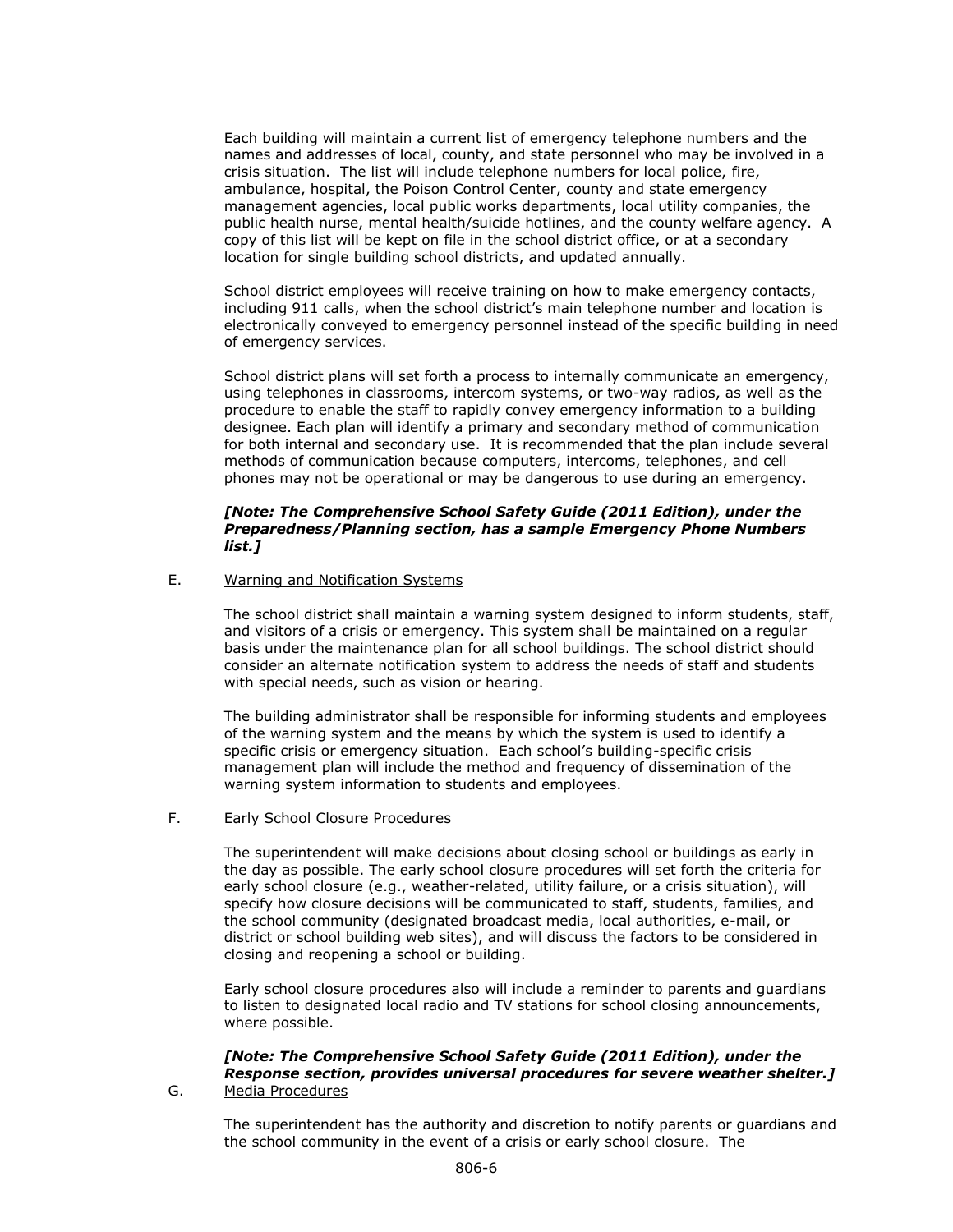Each building will maintain a current list of emergency telephone numbers and the names and addresses of local, county, and state personnel who may be involved in a crisis situation. The list will include telephone numbers for local police, fire, ambulance, hospital, the Poison Control Center, county and state emergency management agencies, local public works departments, local utility companies, the public health nurse, mental health/suicide hotlines, and the county welfare agency. A copy of this list will be kept on file in the school district office, or at a secondary location for single building school districts, and updated annually.

School district employees will receive training on how to make emergency contacts, including 911 calls, when the school district's main telephone number and location is electronically conveyed to emergency personnel instead of the specific building in need of emergency services.

School district plans will set forth a process to internally communicate an emergency, using telephones in classrooms, intercom systems, or two-way radios, as well as the procedure to enable the staff to rapidly convey emergency information to a building designee. Each plan will identify a primary and secondary method of communication for both internal and secondary use. It is recommended that the plan include several methods of communication because computers, intercoms, telephones, and cell phones may not be operational or may be dangerous to use during an emergency.

***[Note: The Comprehensive School Safety Guide (2011 Edition), under the Preparedness/Planning section, has a sample Emergency Phone Numbers list.]***

E. Warning and Notification Systems

The school district shall maintain a warning system designed to inform students, staff, and visitors of a crisis or emergency. This system shall be maintained on a regular basis under the maintenance plan for all school buildings. The school district should consider an alternate notification system to address the needs of staff and students with special needs, such as vision or hearing.

The building administrator shall be responsible for informing students and employees of the warning system and the means by which the system is used to identify a specific crisis or emergency situation. Each school's building-specific crisis management plan will include the method and frequency of dissemination of the warning system information to students and employees.

F. Early School Closure Procedures

The superintendent will make decisions about closing school or buildings as early in the day as possible. The early school closure procedures will set forth the criteria for early school closure (e.g., weather-related, utility failure, or a crisis situation), will specify how closure decisions will be communicated to staff, students, families, and the school community (designated broadcast media, local authorities, e-mail, or district or school building web sites), and will discuss the factors to be considered in closing and reopening a school or building.

Early school closure procedures also will include a reminder to parents and guardians to listen to designated local radio and TV stations for school closing announcements, where possible.

***[Note: The Comprehensive School Safety Guide (2011 Edition), under the Response section, provides universal procedures for severe weather shelter.]***

G. Media Procedures

The superintendent has the authority and discretion to notify parents or guardians and the school community in the event of a crisis or early school closure. The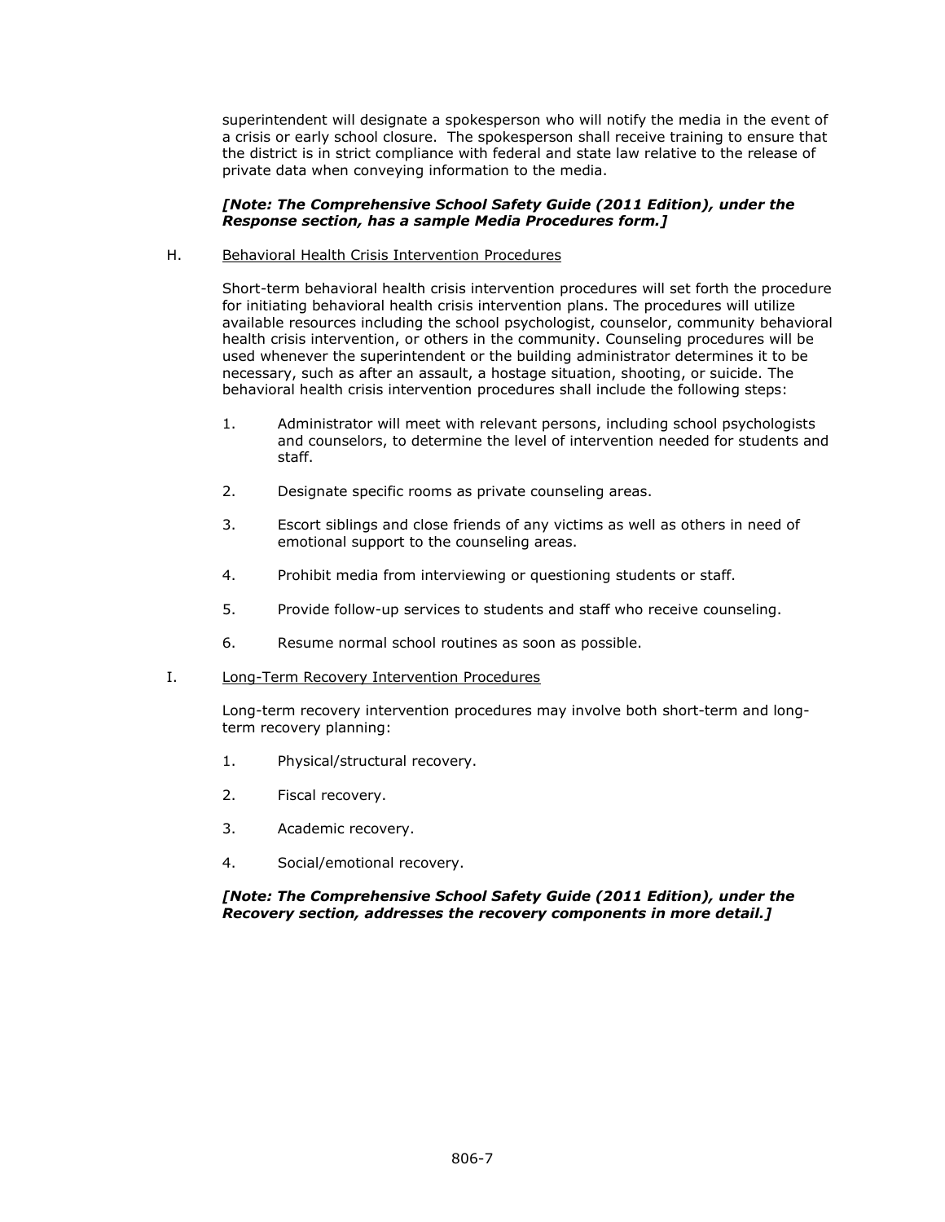superintendent will designate a spokesperson who will notify the media in the event of a crisis or early school closure. The spokesperson shall receive training to ensure that the district is in strict compliance with federal and state law relative to the release of private data when conveying information to the media.

***[Note: The Comprehensive School Safety Guide (2011 Edition), under the Response section, has a sample Media Procedures form.]***

H. Behavioral Health Crisis Intervention Procedures

Short-term behavioral health crisis intervention procedures will set forth the procedure for initiating behavioral health crisis intervention plans. The procedures will utilize available resources including the school psychologist, counselor, community behavioral health crisis intervention, or others in the community. Counseling procedures will be used whenever the superintendent or the building administrator determines it to be necessary, such as after an assault, a hostage situation, shooting, or suicide. The behavioral health crisis intervention procedures shall include the following steps:

1. Administrator will meet with relevant persons, including school psychologists and counselors, to determine the level of intervention needed for students and staff.
2. Designate specific rooms as private counseling areas.
3. Escort siblings and close friends of any victims as well as others in need of emotional support to the counseling areas.
4. Prohibit media from interviewing or questioning students or staff.
5. Provide follow-up services to students and staff who receive counseling.
6. Resume normal school routines as soon as possible.

I. Long-Term Recovery Intervention Procedures

Long-term recovery intervention procedures may involve both short-term and long-term recovery planning:

1. Physical/structural recovery.
2. Fiscal recovery.
3. Academic recovery.
4. Social/emotional recovery.

***[Note: The Comprehensive School Safety Guide (2011 Edition), under the Recovery section, addresses the recovery components in more detail.]***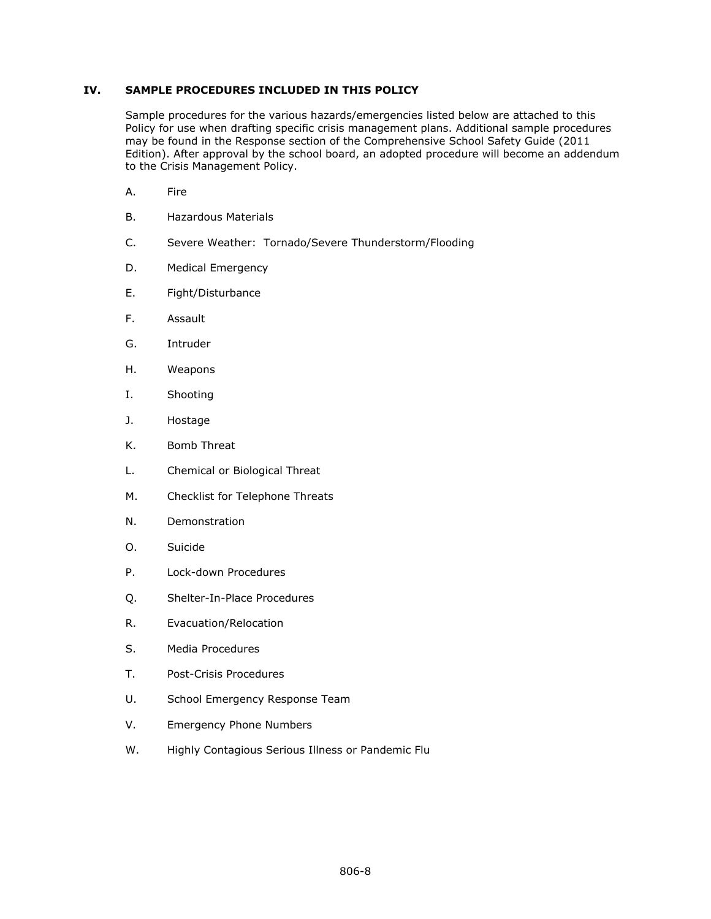## IV. SAMPLE PROCEDURES INCLUDED IN THIS POLICY

Sample procedures for the various hazards/emergencies listed below are attached to this Policy for use when drafting specific crisis management plans. Additional sample procedures may be found in the Response section of the Comprehensive School Safety Guide (2011 Edition). After approval by the school board, an adopted procedure will become an addendum to the Crisis Management Policy.

A. Fire

B. Hazardous Materials

C. Severe Weather: Tornado/Severe Thunderstorm/Flooding

D. Medical Emergency

E. Fight/Disturbance

F. Assault

G. Intruder

H. Weapons

I. Shooting

J. Hostage

K. Bomb Threat

L. Chemical or Biological Threat

M. Checklist for Telephone Threats

N. Demonstration

O. Suicide

P. Lock-down Procedures

Q. Shelter-In-Place Procedures

R. Evacuation/Relocation

S. Media Procedures

T. Post-Crisis Procedures

U. School Emergency Response Team

V. Emergency Phone Numbers

W. Highly Contagious Serious Illness or Pandemic Flu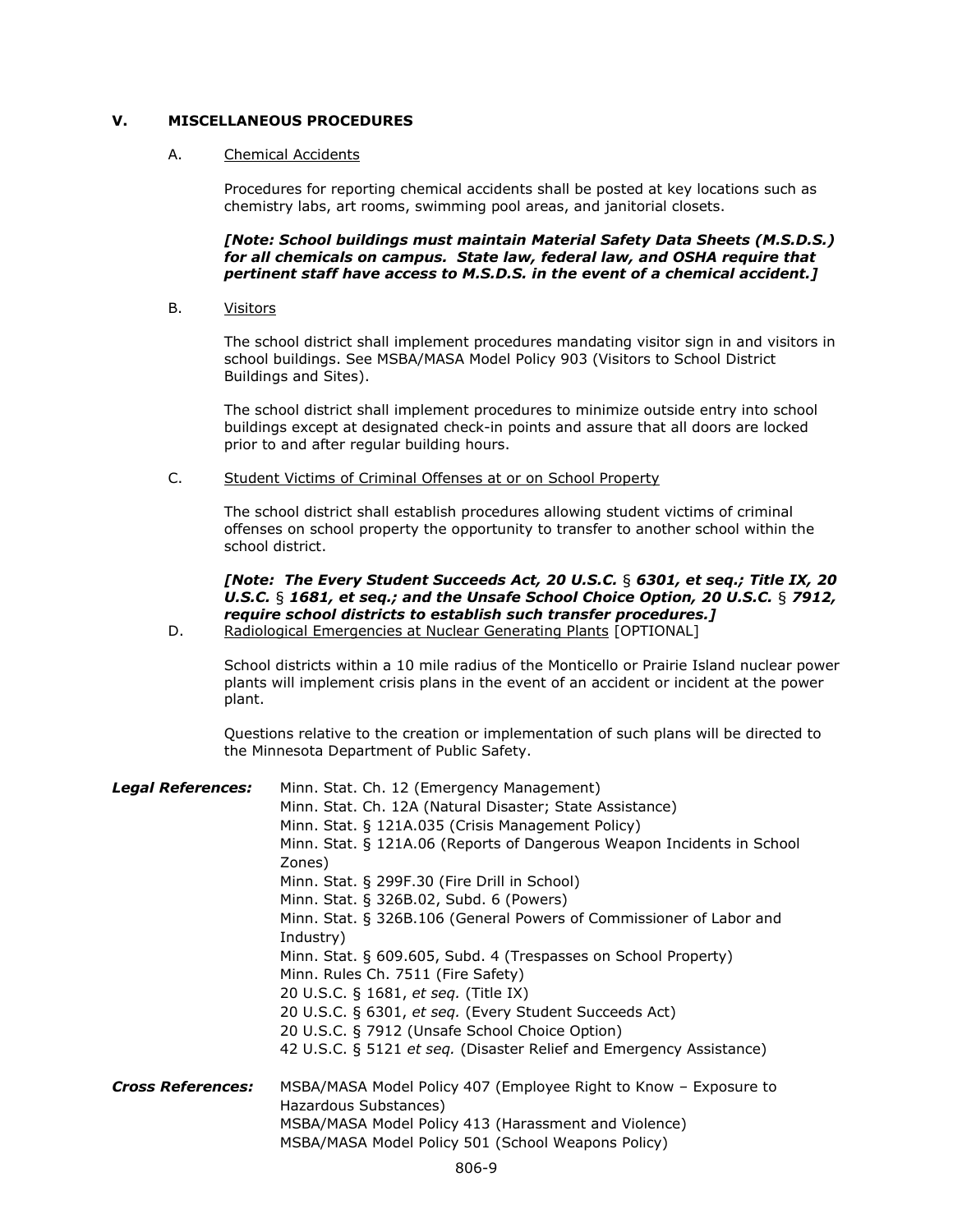## V. MISCELLANEOUS PROCEDURES

### A. Chemical Accidents

Procedures for reporting chemical accidents shall be posted at key locations such as chemistry labs, art rooms, swimming pool areas, and janitorial closets.

***[Note: School buildings must maintain Material Safety Data Sheets (M.S.D.S.) for all chemicals on campus. State law, federal law, and OSHA require that pertinent staff have access to M.S.D.S. in the event of a chemical accident.]***

### B. Visitors

The school district shall implement procedures mandating visitor sign in and visitors in school buildings. See MSBA/MASA Model Policy 903 (Visitors to School District Buildings and Sites).

The school district shall implement procedures to minimize outside entry into school buildings except at designated check-in points and assure that all doors are locked prior to and after regular building hours.

### C. Student Victims of Criminal Offenses at or on School Property

The school district shall establish procedures allowing student victims of criminal offenses on school property the opportunity to transfer to another school within the school district.

***[Note: The Every Student Succeeds Act, 20 U.S.C. § 6301, et seq.; Title IX, 20 U.S.C. § 1681, et seq.; and the Unsafe School Choice Option, 20 U.S.C. § 7912, require school districts to establish such transfer procedures.]***

### D. Radiological Emergencies at Nuclear Generating Plants [OPTIONAL]

School districts within a 10 mile radius of the Monticello or Prairie Island nuclear power plants will implement crisis plans in the event of an accident or incident at the power plant.

Questions relative to the creation or implementation of such plans will be directed to the Minnesota Department of Public Safety.

***Legal References:***

Minn. Stat. Ch. 12 (Emergency Management)
Minn. Stat. Ch. 12A (Natural Disaster; State Assistance)
Minn. Stat. § 121A.035 (Crisis Management Policy)
Minn. Stat. § 121A.06 (Reports of Dangerous Weapon Incidents in School Zones)
Minn. Stat. § 299F.30 (Fire Drill in School)
Minn. Stat. § 326B.02, Subd. 6 (Powers)
Minn. Stat. § 326B.106 (General Powers of Commissioner of Labor and Industry)
Minn. Stat. § 609.605, Subd. 4 (Trespasses on School Property)
Minn. Rules Ch. 7511 (Fire Safety)
20 U.S.C. § 1681, *et seq.* (Title IX)
20 U.S.C. § 6301, *et seq.* (Every Student Succeeds Act)
20 U.S.C. § 7912 (Unsafe School Choice Option)
42 U.S.C. § 5121 *et seq.* (Disaster Relief and Emergency Assistance)

***Cross References:***

MSBA/MASA Model Policy 407 (Employee Right to Know – Exposure to Hazardous Substances)
MSBA/MASA Model Policy 413 (Harassment and Violence)
MSBA/MASA Model Policy 501 (School Weapons Policy)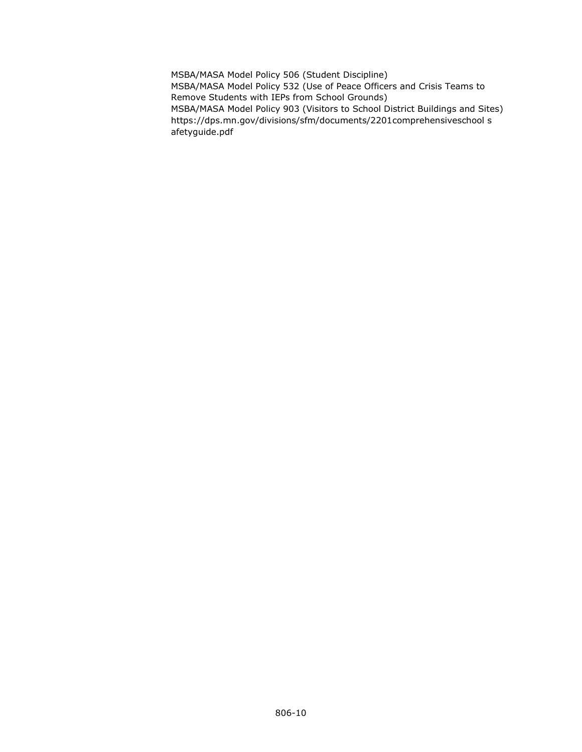MSBA/MASA Model Policy 506 (Student Discipline)
MSBA/MASA Model Policy 532 (Use of Peace Officers and Crisis Teams to Remove Students with IEPs from School Grounds)
MSBA/MASA Model Policy 903 (Visitors to School District Buildings and Sites)
https://dps.mn.gov/divisions/sfm/documents/2201comprehensiveschool safetyguide.pdf